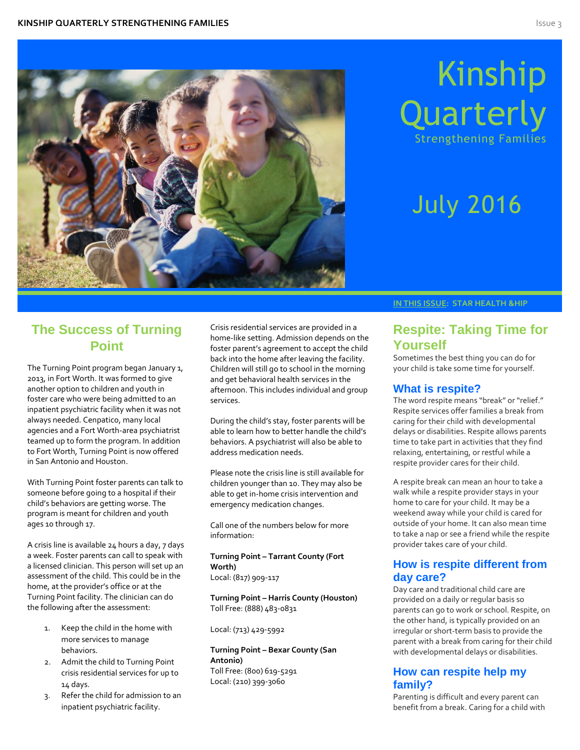# Kinship Quarterly

Strengthening Families

July 2016

IN THIS ISSUE: STAR HEALTH &HIP

## The Success of Turning Point

The Turning Point program began January 1, 2013, in Fort Worth. It was formed to give another option to children and youth in foster care who were being admitted to an inpatient psychiatric facility when it was not always needed. Cenpatico, many local agencies and a Fort Worth-area psychiatrist teamed up to form the program. In addition to Fort Worth, Turning Point is now offered in San Antonio and Houston.

With Turning Point foster parents can talk to someone before going to a hospital if their child's behaviors are getting worse. The program is meant for children and youth ages 10 through 17.

A crisis line is available 24 hours a day, 7 days a week. Foster parents can call to speak with a licensed clinician. This person will set up an assessment of the child. This could be in the home, at the provider's office or at the Turning Point facility. The clinician can do the following after the assessment:

1. Keep the child in the home with more services to manage behaviors.
2. Admit the child to Turning Point crisis residential services for up to 14 days.
3. Refer the child for admission to an inpatient psychiatric facility.

Crisis residential services are provided in a home-like setting. Admission depends on the foster parent's agreement to accept the child back into the home after leaving the facility. Children will still go to school in the morning and get behavioral health services in the afternoon. This includes individual and group services.

During the child's stay, foster parents will be able to learn how to better handle the child's behaviors. A psychiatrist will also be able to address medication needs.

Please note the crisis line is still available for children younger than 10. They may also be able to get in-home crisis intervention and emergency medication changes.

Call one of the numbers below for more information:

**Turning Point – Tarrant County (Fort Worth)**
Local: (817) 909-117

**Turning Point – Harris County (Houston)**
Toll Free: (888) 483-0831

Local: (713) 429-5992

**Turning Point – Bexar County (San Antonio)**
Toll Free: (800) 619-5291
Local: (210) 399-3060

## Respite: Taking Time for Yourself

Sometimes the best thing you can do for your child is take some time for yourself.

### What is respite?

The word respite means "break" or "relief." Respite services offer families a break from caring for their child with developmental delays or disabilities. Respite allows parents time to take part in activities that they find relaxing, entertaining, or restful while a respite provider cares for their child.

A respite break can mean an hour to take a walk while a respite provider stays in your home to care for your child. It may be a weekend away while your child is cared for outside of your home. It can also mean time to take a nap or see a friend while the respite provider takes care of your child.

### How is respite different from day care?

Day care and traditional child care are provided on a daily or regular basis so parents can go to work or school. Respite, on the other hand, is typically provided on an irregular or short-term basis to provide the parent with a break from caring for their child with developmental delays or disabilities.

### How can respite help my family?

Parenting is difficult and every parent can benefit from a break. Caring for a child with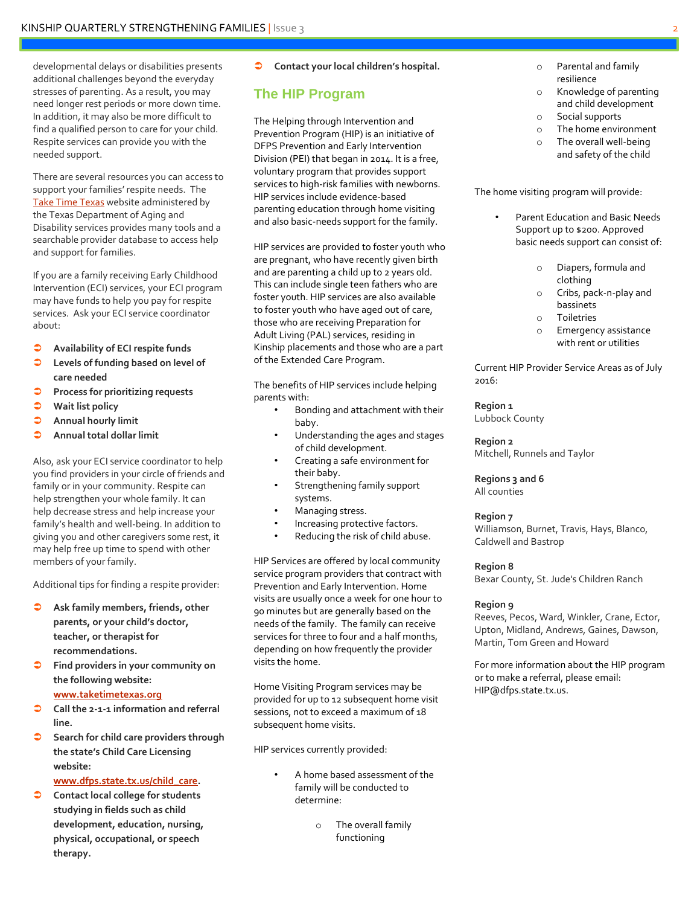developmental delays or disabilities presents additional challenges beyond the everyday stresses of parenting. As a result, you may need longer rest periods or more down time. In addition, it may also be more difficult to find a qualified person to care for your child. Respite services can provide you with the needed support.

There are several resources you can access to support your families' respite needs. The Take Time Texas website administered by the Texas Department of Aging and Disability services provides many tools and a searchable provider database to access help and support for families.

If you are a family receiving Early Childhood Intervention (ECI) services, your ECI program may have funds to help you pay for respite services. Ask your ECI service coordinator about:

- **Availability of ECI respite funds**
- **Levels of funding based on level of care needed**
- **Process for prioritizing requests**
- **Wait list policy**
- **Annual hourly limit**
- **Annual total dollar limit**

Also, ask your ECI service coordinator to help you find providers in your circle of friends and family or in your community. Respite can help strengthen your whole family. It can help decrease stress and help increase your family's health and well-being. In addition to giving you and other caregivers some rest, it may help free up time to spend with other members of your family.

Additional tips for finding a respite provider:

- **Ask family members, friends, other parents, or your child's doctor, teacher, or therapist for recommendations.**
- **Find providers in your community on the following website: www.taketimetexas.org**
- **Call the 2-1-1 information and referral line.**
- **Search for child care providers through the state's Child Care Licensing website: www.dfps.state.tx.us/child_care.**
- **Contact local college for students studying in fields such as child development, education, nursing, physical, occupational, or speech therapy.**
- **Contact your local children's hospital.**

## The HIP Program

The Helping through Intervention and Prevention Program (HIP) is an initiative of DFPS Prevention and Early Intervention Division (PEI) that began in 2014. It is a free, voluntary program that provides support services to high-risk families with newborns. HIP services include evidence-based parenting education through home visiting and also basic-needs support for the family.

HIP services are provided to foster youth who are pregnant, who have recently given birth and are parenting a child up to 2 years old. This can include single teen fathers who are foster youth. HIP services are also available to foster youth who have aged out of care, those who are receiving Preparation for Adult Living (PAL) services, residing in Kinship placements and those who are a part of the Extended Care Program.

The benefits of HIP services include helping parents with:

- Bonding and attachment with their baby.
- Understanding the ages and stages of child development.
- Creating a safe environment for their baby.
- Strengthening family support systems.
- Managing stress.
- Increasing protective factors.
- Reducing the risk of child abuse.

HIP Services are offered by local community service program providers that contract with Prevention and Early Intervention. Home visits are usually once a week for one hour to 90 minutes but are generally based on the needs of the family. The family can receive services for three to four and a half months, depending on how frequently the provider visits the home.

Home Visiting Program services may be provided for up to 12 subsequent home visit sessions, not to exceed a maximum of 18 subsequent home visits.

HIP services currently provided:

- A home based assessment of the family will be conducted to determine:
  - The overall family functioning
  - Parental and family resilience
  - Knowledge of parenting and child development
  - Social supports
  - The home environment
  - The overall well-being and safety of the child

The home visiting program will provide:

- Parent Education and Basic Needs Support up to $200. Approved basic needs support can consist of:
  - Diapers, formula and clothing
  - Cribs, pack-n-play and bassinets
  - Toiletries
  - Emergency assistance with rent or utilities

Current HIP Provider Service Areas as of July 2016:

**Region 1**
Lubbock County

**Region 2**
Mitchell, Runnels and Taylor

**Regions 3 and 6**
All counties

**Region 7**
Williamson, Burnet, Travis, Hays, Blanco, Caldwell and Bastrop

**Region 8**
Bexar County, St. Jude's Children Ranch

**Region 9**
Reeves, Pecos, Ward, Winkler, Crane, Ector, Upton, Midland, Andrews, Gaines, Dawson, Martin, Tom Green and Howard

For more information about the HIP program or to make a referral, please email: HIP@dfps.state.tx.us.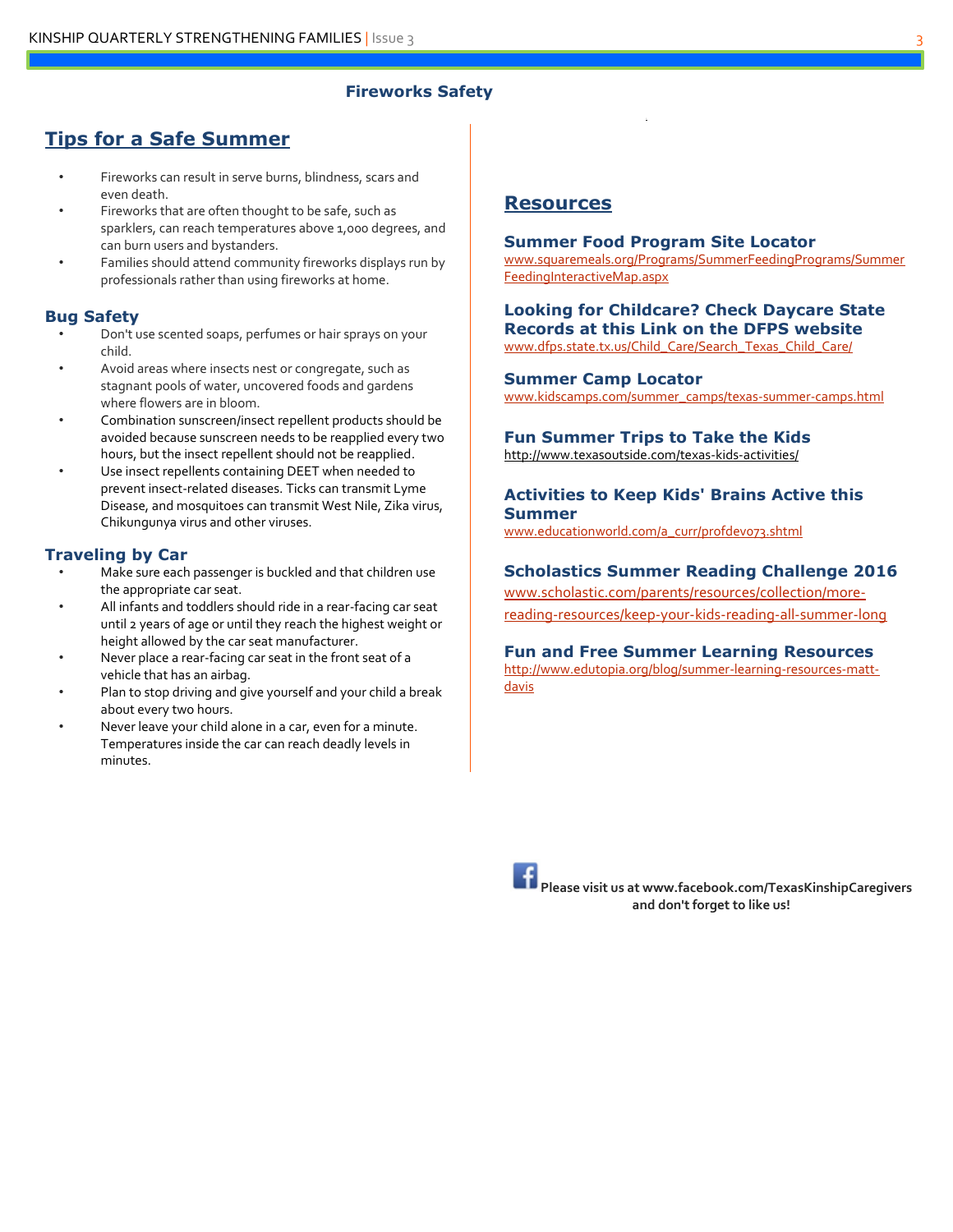## Fireworks Safety

## Tips for a Safe Summer

- Fireworks can result in serve burns, blindness, scars and even death.
- Fireworks that are often thought to be safe, such as sparklers, can reach temperatures above 1,000 degrees, and can burn users and bystanders.
- Families should attend community fireworks displays run by professionals rather than using fireworks at home.

### Bug Safety

- Don't use scented soaps, perfumes or hair sprays on your child.
- Avoid areas where insects nest or congregate, such as stagnant pools of water, uncovered foods and gardens where flowers are in bloom.
- Combination sunscreen/insect repellent products should be avoided because sunscreen needs to be reapplied every two hours, but the insect repellent should not be reapplied.
- Use insect repellents containing DEET when needed to prevent insect-related diseases. Ticks can transmit Lyme Disease, and mosquitoes can transmit West Nile, Zika virus, Chikungunya virus and other viruses.

### Traveling by Car

- Make sure each passenger is buckled and that children use the appropriate car seat.
- All infants and toddlers should ride in a rear-facing car seat until 2 years of age or until they reach the highest weight or height allowed by the car seat manufacturer.
- Never place a rear-facing car seat in the front seat of a vehicle that has an airbag.
- Plan to stop driving and give yourself and your child a break about every two hours.
- Never leave your child alone in a car, even for a minute. Temperatures inside the car can reach deadly levels in minutes.

## Resources

### Summer Food Program Site Locator

www.squaremeals.org/Programs/SummerFeedingPrograms/SummerFeedingInteractiveMap.aspx

### Looking for Childcare? Check Daycare State Records at this Link on the DFPS website

www.dfps.state.tx.us/Child_Care/Search_Texas_Child_Care/

### Summer Camp Locator

www.kidscamps.com/summer_camps/texas-summer-camps.html

### Fun Summer Trips to Take the Kids

http://www.texasoutside.com/texas-kids-activities/

### Activities to Keep Kids' Brains Active this Summer

www.educationworld.com/a_curr/profdev073.shtml

### Scholastics Summer Reading Challenge 2016

www.scholastic.com/parents/resources/collection/more-reading-resources/keep-your-kids-reading-all-summer-long

### Fun and Free Summer Learning Resources

http://www.edutopia.org/blog/summer-learning-resources-matt-davis

**Please visit us at www.facebook.com/TexasKinshipCaregivers and don't forget to like us!**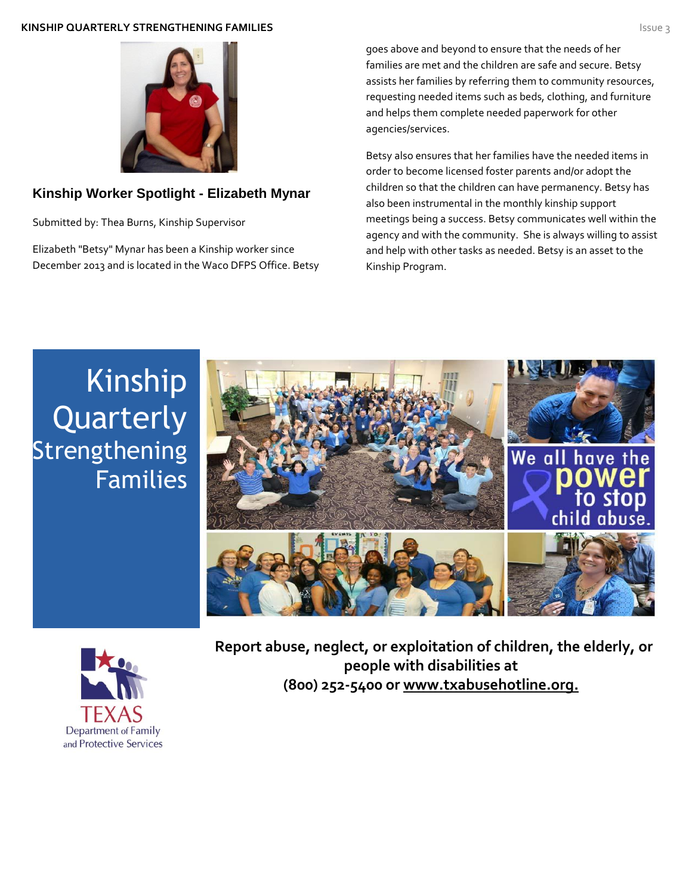## Kinship Worker Spotlight - Elizabeth Mynar

Submitted by: Thea Burns, Kinship Supervisor

Elizabeth "Betsy" Mynar has been a Kinship worker since December 2013 and is located in the Waco DFPS Office. Betsy goes above and beyond to ensure that the needs of her families are met and the children are safe and secure. Betsy assists her families by referring them to community resources, requesting needed items such as beds, clothing, and furniture and helps them complete needed paperwork for other agencies/services.

Betsy also ensures that her families have the needed items in order to become licensed foster parents and/or adopt the children so that the children can have permanency. Betsy has also been instrumental in the monthly kinship support meetings being a success. Betsy communicates well within the agency and with the community. She is always willing to assist and help with other tasks as needed. Betsy is an asset to the Kinship Program.

# Kinship Quarterly Strengthening Families

We all have the power to stop child abuse.

TEXAS Department of Family and Protective Services

**Report abuse, neglect, or exploitation of children, the elderly, or people with disabilities at (800) 252-5400 or www.txabusehotline.org.**